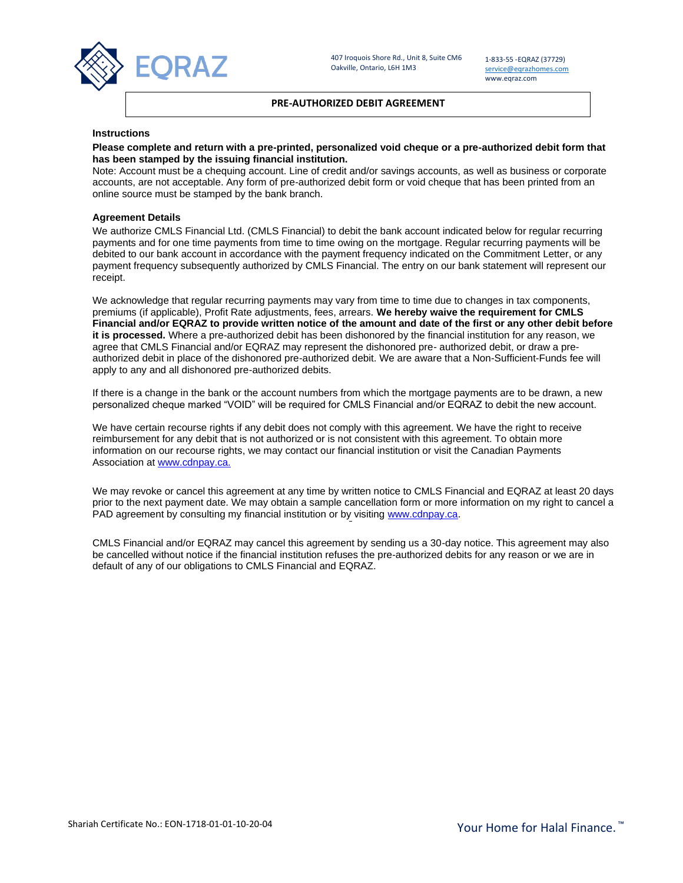EQRAZ

407 Iroquois Shore Rd., Unit 8, Suite CM6
Oakville, Ontario, L6H 1M3

1-833-55 -EQRAZ (37729)
service@eqrazhomes.com
www.eqraz.com

# PRE-AUTHORIZED DEBIT AGREEMENT

## Instructions

**Please complete and return with a pre-printed, personalized void cheque or a pre-authorized debit form that has been stamped by the issuing financial institution.**

Note: Account must be a chequing account. Line of credit and/or savings accounts, as well as business or corporate accounts, are not acceptable. Any form of pre-authorized debit form or void cheque that has been printed from an online source must be stamped by the bank branch.

## Agreement Details

We authorize CMLS Financial Ltd. (CMLS Financial) to debit the bank account indicated below for regular recurring payments and for one time payments from time to time owing on the mortgage. Regular recurring payments will be debited to our bank account in accordance with the payment frequency indicated on the Commitment Letter, or any payment frequency subsequently authorized by CMLS Financial. The entry on our bank statement will represent our receipt.

We acknowledge that regular recurring payments may vary from time to time due to changes in tax components, premiums (if applicable), Profit Rate adjustments, fees, arrears. **We hereby waive the requirement for CMLS Financial and/or EQRAZ to provide written notice of the amount and date of the first or any other debit before it is processed.** Where a pre-authorized debit has been dishonored by the financial institution for any reason, we agree that CMLS Financial and/or EQRAZ may represent the dishonored pre- authorized debit, or draw a pre-authorized debit in place of the dishonored pre-authorized debit. We are aware that a Non-Sufficient-Funds fee will apply to any and all dishonored pre-authorized debits.

If there is a change in the bank or the account numbers from which the mortgage payments are to be drawn, a new personalized cheque marked "VOID" will be required for CMLS Financial and/or EQRAZ to debit the new account.

We have certain recourse rights if any debit does not comply with this agreement. We have the right to receive reimbursement for any debit that is not authorized or is not consistent with this agreement. To obtain more information on our recourse rights, we may contact our financial institution or visit the Canadian Payments Association at www.cdnpay.ca.

We may revoke or cancel this agreement at any time by written notice to CMLS Financial and EQRAZ at least 20 days prior to the next payment date. We may obtain a sample cancellation form or more information on my right to cancel a PAD agreement by consulting my financial institution or by visiting www.cdnpay.ca.

CMLS Financial and/or EQRAZ may cancel this agreement by sending us a 30-day notice. This agreement may also be cancelled without notice if the financial institution refuses the pre-authorized debits for any reason or we are in default of any of our obligations to CMLS Financial and EQRAZ.

Shariah Certificate No.: EON-1718-01-01-10-20-04

Your Home for Halal Finance.™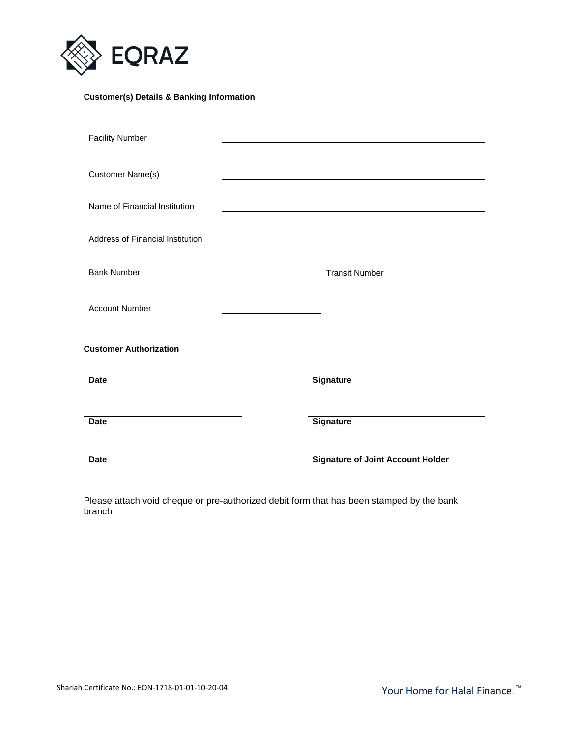EQRAZ

**Customer(s) Details & Banking Information**

Facility Number \_\_\_\_\_\_\_\_\_\_\_\_\_\_\_\_\_\_\_\_\_\_\_\_\_\_\_\_\_\_\_\_\_\_\_\_\_\_\_\_

Customer Name(s) \_\_\_\_\_\_\_\_\_\_\_\_\_\_\_\_\_\_\_\_\_\_\_\_\_\_\_\_\_\_\_\_\_\_\_\_\_\_\_\_

Name of Financial Institution \_\_\_\_\_\_\_\_\_\_\_\_\_\_\_\_\_\_\_\_\_\_\_\_\_\_\_\_\_\_\_\_\_\_\_\_\_\_\_\_

Address of Financial Institution \_\_\_\_\_\_\_\_\_\_\_\_\_\_\_\_\_\_\_\_\_\_\_\_\_\_\_\_\_\_\_\_\_\_\_\_\_\_\_\_

Bank Number \_\_\_\_\_\_\_\_\_\_\_\_\_\_\_\_\_\_\_\_ Transit Number

Account Number \_\_\_\_\_\_\_\_\_\_\_\_\_\_\_\_\_\_\_\_

**Customer Authorization**

| | |
|---|---|
| **Date** | **Signature** |
| **Date** | **Signature** |
| **Date** | **Signature of Joint Account Holder** |

Please attach void cheque or pre-authorized debit form that has been stamped by the bank branch

Shariah Certificate No.: EON-1718-01-01-10-20-04

Your Home for Halal Finance.™